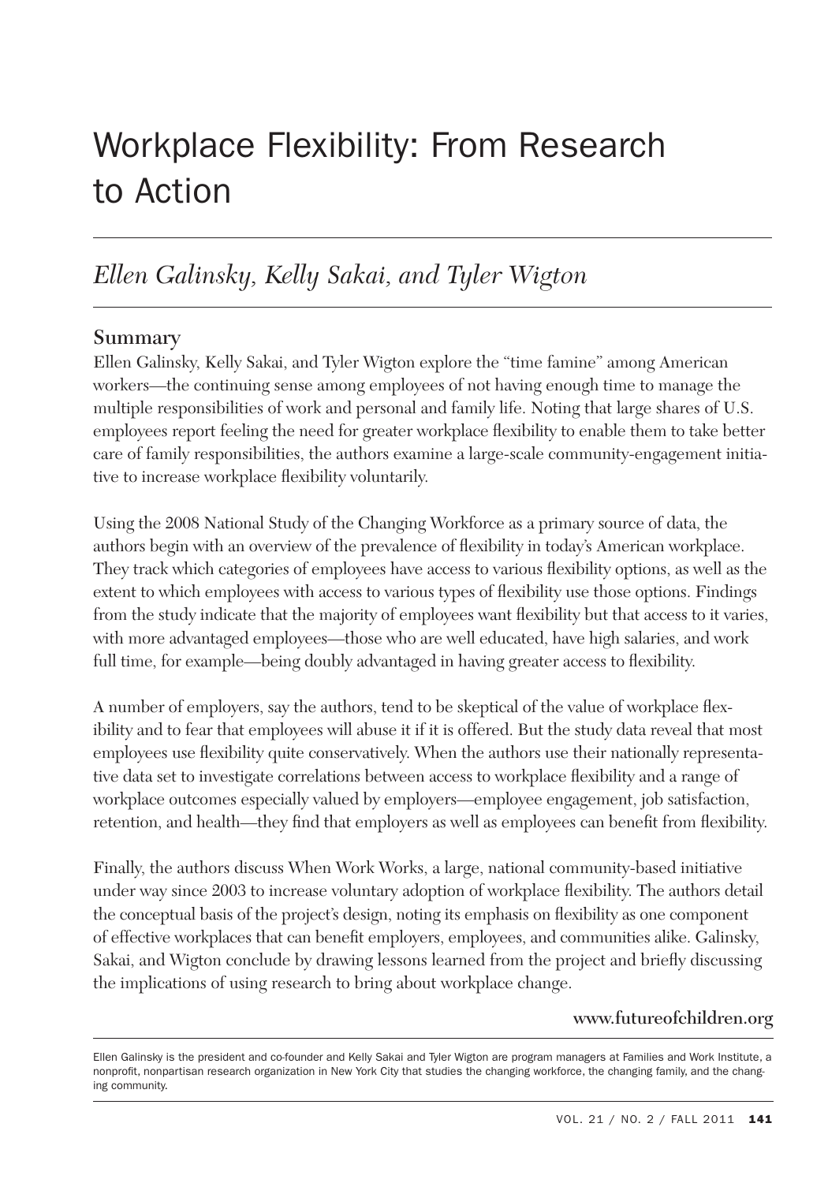# Workplace Flexibility: From Research to Action

## *Ellen Galinsky, Kelly Sakai, and Tyler Wigton*

### Summary

Ellen Galinsky, Kelly Sakai, and Tyler Wigton explore the "time famine" among American workers—the continuing sense among employees of not having enough time to manage the multiple responsibilities of work and personal and family life. Noting that large shares of U.S. employees report feeling the need for greater workplace flexibility to enable them to take better care of family responsibilities, the authors examine a large-scale community-engagement initiative to increase workplace flexibility voluntarily.

Using the 2008 National Study of the Changing Workforce as a primary source of data, the authors begin with an overview of the prevalence of flexibility in today's American workplace. They track which categories of employees have access to various flexibility options, as well as the extent to which employees with access to various types of flexibility use those options. Findings from the study indicate that the majority of employees want flexibility but that access to it varies, with more advantaged employees—those who are well educated, have high salaries, and work full time, for example—being doubly advantaged in having greater access to flexibility.

A number of employers, say the authors, tend to be skeptical of the value of workplace flexibility and to fear that employees will abuse it if it is offered. But the study data reveal that most employees use flexibility quite conservatively. When the authors use their nationally representative data set to investigate correlations between access to workplace flexibility and a range of workplace outcomes especially valued by employers—employee engagement, job satisfaction, retention, and health—they find that employers as well as employees can benefit from flexibility.

Finally, the authors discuss When Work Works, a large, national community-based initiative under way since 2003 to increase voluntary adoption of workplace flexibility. The authors detail the conceptual basis of the project's design, noting its emphasis on flexibility as one component of effective workplaces that can benefit employers, employees, and communities alike. Galinsky, Sakai, and Wigton conclude by drawing lessons learned from the project and briefly discussing the implications of using research to bring about workplace change.

**www.futureofchildren.org**

---

Ellen Galinsky is the president and co-founder and Kelly Sakai and Tyler Wigton are program managers at Families and Work Institute, a nonprofit, nonpartisan research organization in New York City that studies the changing workforce, the changing family, and the changing community.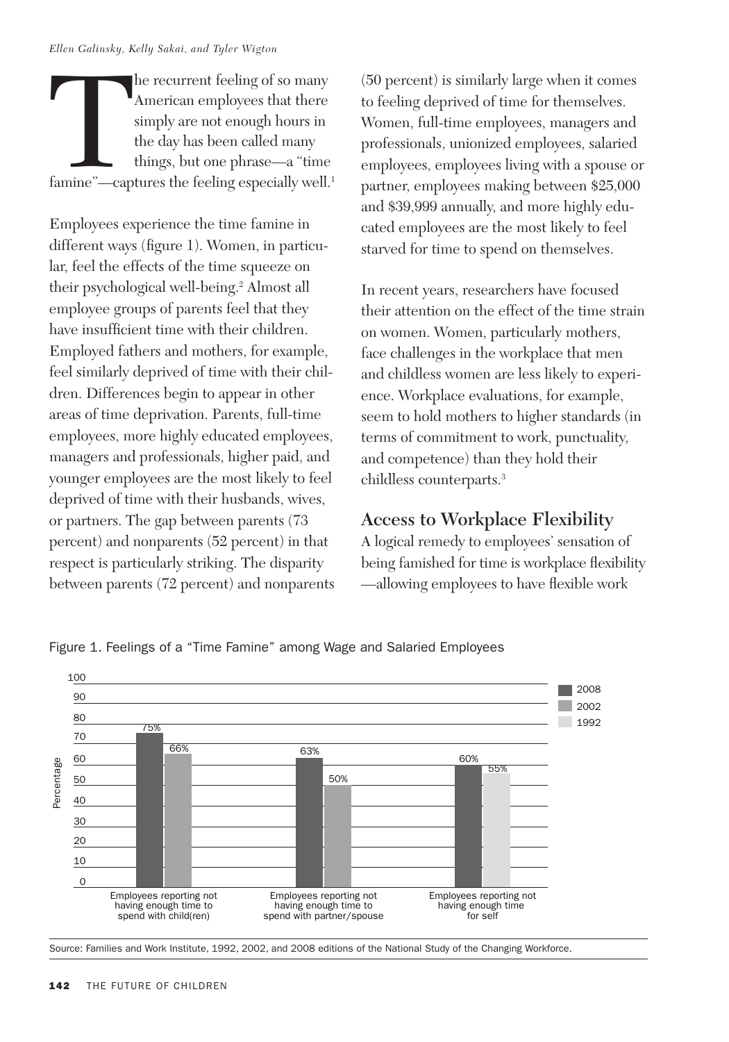The recurrent feeling of so many American employees that there simply are not enough hours in the day has been called many things, but one phrase—a "time famine"—captures the feeling especially well.[1]

Employees experience the time famine in different ways (figure 1). Women, in particular, feel the effects of the time squeeze on their psychological well-being.[2] Almost all employee groups of parents feel that they have insufficient time with their children. Employed fathers and mothers, for example, feel similarly deprived of time with their children. Differences begin to appear in other areas of time deprivation. Parents, full-time employees, more highly educated employees, managers and professionals, higher paid, and younger employees are the most likely to feel deprived of time with their husbands, wives, or partners. The gap between parents (73 percent) and nonparents (52 percent) in that respect is particularly striking. The disparity between parents (72 percent) and nonparents (50 percent) is similarly large when it comes to feeling deprived of time for themselves. Women, full-time employees, managers and professionals, unionized employees, salaried employees, employees living with a spouse or partner, employees making between \$25,000 and \$39,999 annually, and more highly educated employees are the most likely to feel starved for time to spend on themselves.

In recent years, researchers have focused their attention on the effect of the time strain on women. Women, particularly mothers, face challenges in the workplace that men and childless women are less likely to experience. Workplace evaluations, for example, seem to hold mothers to higher standards (in terms of commitment to work, punctuality, and competence) than they hold their childless counterparts.[3]

## Access to Workplace Flexibility

A logical remedy to employees' sensation of being famished for time is workplace flexibility—allowing employees to have flexible work

Figure 1. Feelings of a "Time Famine" among Wage and Salaried Employees

| | 2008 | 2002 | 1992 |
|---|---|---|---|
| Employees reporting not having enough time to spend with child(ren) | 75% | 66% | |
| Employees reporting not having enough time to spend with partner/spouse | 63% | 50% | |
| Employees reporting not having enough time for self | 60% | | 55% |

Source: Families and Work Institute, 1992, 2002, and 2008 editions of the National Study of the Changing Workforce.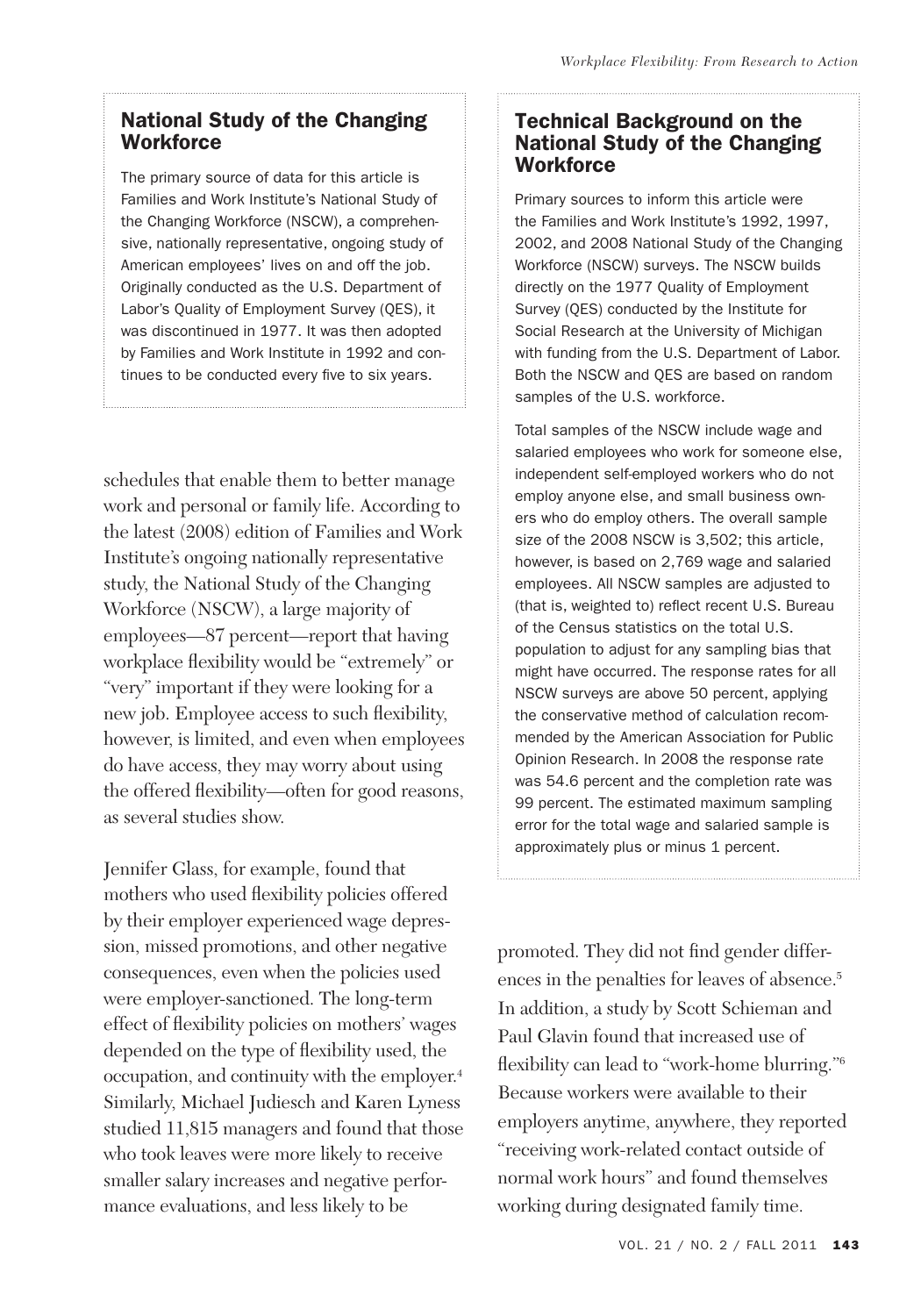## National Study of the Changing Workforce

The primary source of data for this article is Families and Work Institute's National Study of the Changing Workforce (NSCW), a comprehensive, nationally representative, ongoing study of American employees' lives on and off the job. Originally conducted as the U.S. Department of Labor's Quality of Employment Survey (QES), it was discontinued in 1977. It was then adopted by Families and Work Institute in 1992 and continues to be conducted every five to six years.

schedules that enable them to better manage work and personal or family life. According to the latest (2008) edition of Families and Work Institute's ongoing nationally representative study, the National Study of the Changing Workforce (NSCW), a large majority of employees—87 percent—report that having workplace flexibility would be "extremely" or "very" important if they were looking for a new job. Employee access to such flexibility, however, is limited, and even when employees do have access, they may worry about using the offered flexibility—often for good reasons, as several studies show.

Jennifer Glass, for example, found that mothers who used flexibility policies offered by their employer experienced wage depression, missed promotions, and other negative consequences, even when the policies used were employer-sanctioned. The long-term effect of flexibility policies on mothers' wages depended on the type of flexibility used, the occupation, and continuity with the employer.[4] Similarly, Michael Judiesch and Karen Lyness studied 11,815 managers and found that those who took leaves were more likely to receive smaller salary increases and negative performance evaluations, and less likely to be promoted. They did not find gender differences in the penalties for leaves of absence.[5] In addition, a study by Scott Schieman and Paul Glavin found that increased use of flexibility can lead to "work-home blurring."[6] Because workers were available to their employers anytime, anywhere, they reported "receiving work-related contact outside of normal work hours" and found themselves working during designated family time.

## Technical Background on the National Study of the Changing Workforce

Primary sources to inform this article were the Families and Work Institute's 1992, 1997, 2002, and 2008 National Study of the Changing Workforce (NSCW) surveys. The NSCW builds directly on the 1977 Quality of Employment Survey (QES) conducted by the Institute for Social Research at the University of Michigan with funding from the U.S. Department of Labor. Both the NSCW and QES are based on random samples of the U.S. workforce.

Total samples of the NSCW include wage and salaried employees who work for someone else, independent self-employed workers who do not employ anyone else, and small business owners who do employ others. The overall sample size of the 2008 NSCW is 3,502; this article, however, is based on 2,769 wage and salaried employees. All NSCW samples are adjusted to (that is, weighted to) reflect recent U.S. Bureau of the Census statistics on the total U.S. population to adjust for any sampling bias that might have occurred. The response rates for all NSCW surveys are above 50 percent, applying the conservative method of calculation recommended by the American Association for Public Opinion Research. In 2008 the response rate was 54.6 percent and the completion rate was 99 percent. The estimated maximum sampling error for the total wage and salaried sample is approximately plus or minus 1 percent.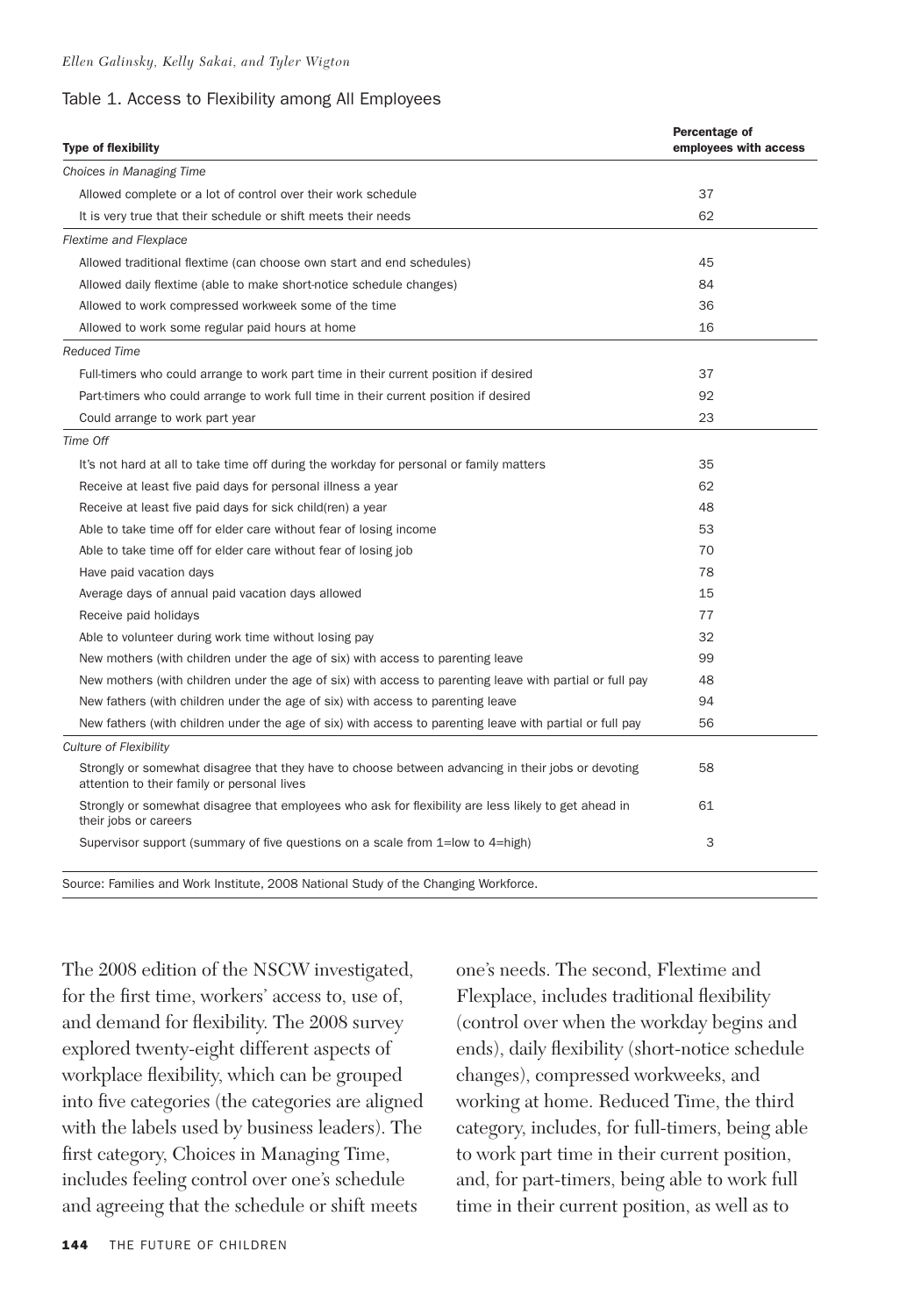Table 1. Access to Flexibility among All Employees

| Type of flexibility | Percentage of employees with access |
|---|---|
| *Choices in Managing Time* | |
| Allowed complete or a lot of control over their work schedule | 37 |
| It is very true that their schedule or shift meets their needs | 62 |
| *Flextime and Flexplace* | |
| Allowed traditional flextime (can choose own start and end schedules) | 45 |
| Allowed daily flextime (able to make short-notice schedule changes) | 84 |
| Allowed to work compressed workweek some of the time | 36 |
| Allowed to work some regular paid hours at home | 16 |
| *Reduced Time* | |
| Full-timers who could arrange to work part time in their current position if desired | 37 |
| Part-timers who could arrange to work full time in their current position if desired | 92 |
| Could arrange to work part year | 23 |
| *Time Off* | |
| It's not hard at all to take time off during the workday for personal or family matters | 35 |
| Receive at least five paid days for personal illness a year | 62 |
| Receive at least five paid days for sick child(ren) a year | 48 |
| Able to take time off for elder care without fear of losing income | 53 |
| Able to take time off for elder care without fear of losing job | 70 |
| Have paid vacation days | 78 |
| Average days of annual paid vacation days allowed | 15 |
| Receive paid holidays | 77 |
| Able to volunteer during work time without losing pay | 32 |
| New mothers (with children under the age of six) with access to parenting leave | 99 |
| New mothers (with children under the age of six) with access to parenting leave with partial or full pay | 48 |
| New fathers (with children under the age of six) with access to parenting leave | 94 |
| New fathers (with children under the age of six) with access to parenting leave with partial or full pay | 56 |
| *Culture of Flexibility* | |
| Strongly or somewhat disagree that they have to choose between advancing in their jobs or devoting attention to their family or personal lives | 58 |
| Strongly or somewhat disagree that employees who ask for flexibility are less likely to get ahead in their jobs or careers | 61 |
| Supervisor support (summary of five questions on a scale from 1=low to 4=high) | 3 |

Source: Families and Work Institute, 2008 National Study of the Changing Workforce.

The 2008 edition of the NSCW investigated, for the first time, workers' access to, use of, and demand for flexibility. The 2008 survey explored twenty-eight different aspects of workplace flexibility, which can be grouped into five categories (the categories are aligned with the labels used by business leaders). The first category, Choices in Managing Time, includes feeling control over one's schedule and agreeing that the schedule or shift meets one's needs. The second, Flextime and Flexplace, includes traditional flexibility (control over when the workday begins and ends), daily flexibility (short-notice schedule changes), compressed workweeks, and working at home. Reduced Time, the third category, includes, for full-timers, being able to work part time in their current position, and, for part-timers, being able to work full time in their current position, as well as to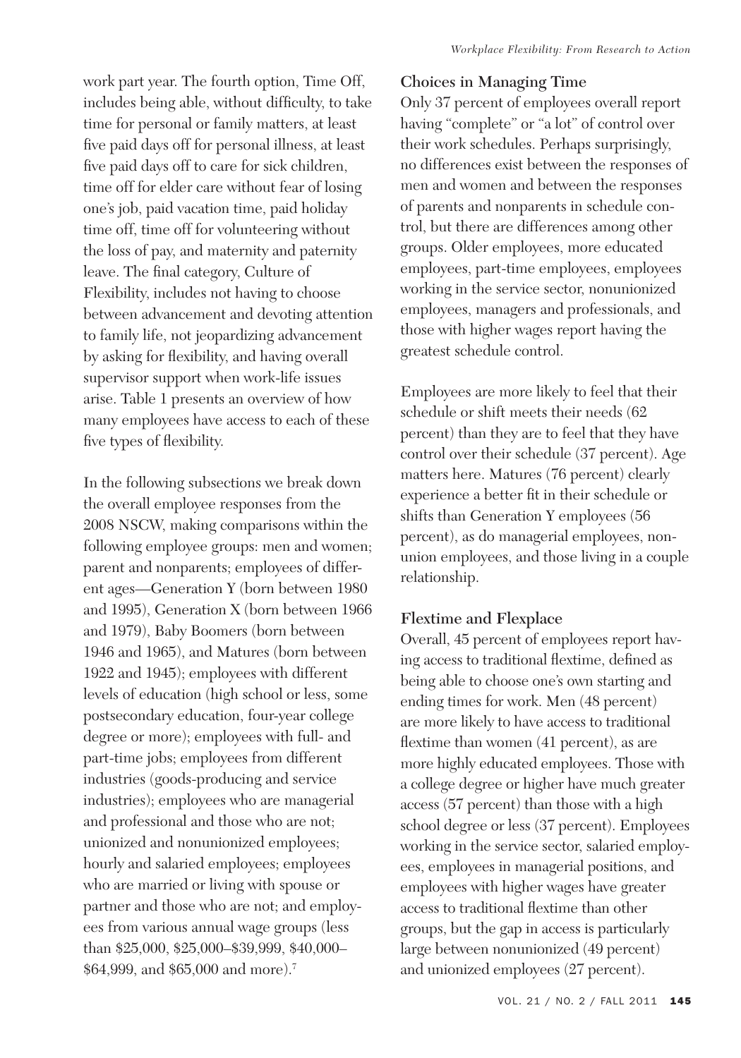work part year. The fourth option, Time Off, includes being able, without difficulty, to take time for personal or family matters, at least five paid days off for personal illness, at least five paid days off to care for sick children, time off for elder care without fear of losing one's job, paid vacation time, paid holiday time off, time off for volunteering without the loss of pay, and maternity and paternity leave. The final category, Culture of Flexibility, includes not having to choose between advancement and devoting attention to family life, not jeopardizing advancement by asking for flexibility, and having overall supervisor support when work-life issues arise. Table 1 presents an overview of how many employees have access to each of these five types of flexibility.

In the following subsections we break down the overall employee responses from the 2008 NSCW, making comparisons within the following employee groups: men and women; parent and nonparents; employees of different ages—Generation Y (born between 1980 and 1995), Generation X (born between 1966 and 1979), Baby Boomers (born between 1946 and 1965), and Matures (born between 1922 and 1945); employees with different levels of education (high school or less, some postsecondary education, four-year college degree or more); employees with full- and part-time jobs; employees from different industries (goods-producing and service industries); employees who are managerial and professional and those who are not; unionized and nonunionized employees; hourly and salaried employees; employees who are married or living with spouse or partner and those who are not; and employees from various annual wage groups (less than $25,000, $25,000–$39,999, $40,000–$64,999, and $65,000 and more).[7]

### Choices in Managing Time

Only 37 percent of employees overall report having "complete" or "a lot" of control over their work schedules. Perhaps surprisingly, no differences exist between the responses of men and women and between the responses of parents and nonparents in schedule control, but there are differences among other groups. Older employees, more educated employees, part-time employees, employees working in the service sector, nonunionized employees, managers and professionals, and those with higher wages report having the greatest schedule control.

Employees are more likely to feel that their schedule or shift meets their needs (62 percent) than they are to feel that they have control over their schedule (37 percent). Age matters here. Matures (76 percent) clearly experience a better fit in their schedule or shifts than Generation Y employees (56 percent), as do managerial employees, nonunion employees, and those living in a couple relationship.

### Flextime and Flexplace

Overall, 45 percent of employees report having access to traditional flextime, defined as being able to choose one's own starting and ending times for work. Men (48 percent) are more likely to have access to traditional flextime than women (41 percent), as are more highly educated employees. Those with a college degree or higher have much greater access (57 percent) than those with a high school degree or less (37 percent). Employees working in the service sector, salaried employees, employees in managerial positions, and employees with higher wages have greater access to traditional flextime than other groups, but the gap in access is particularly large between nonunionized (49 percent) and unionized employees (27 percent).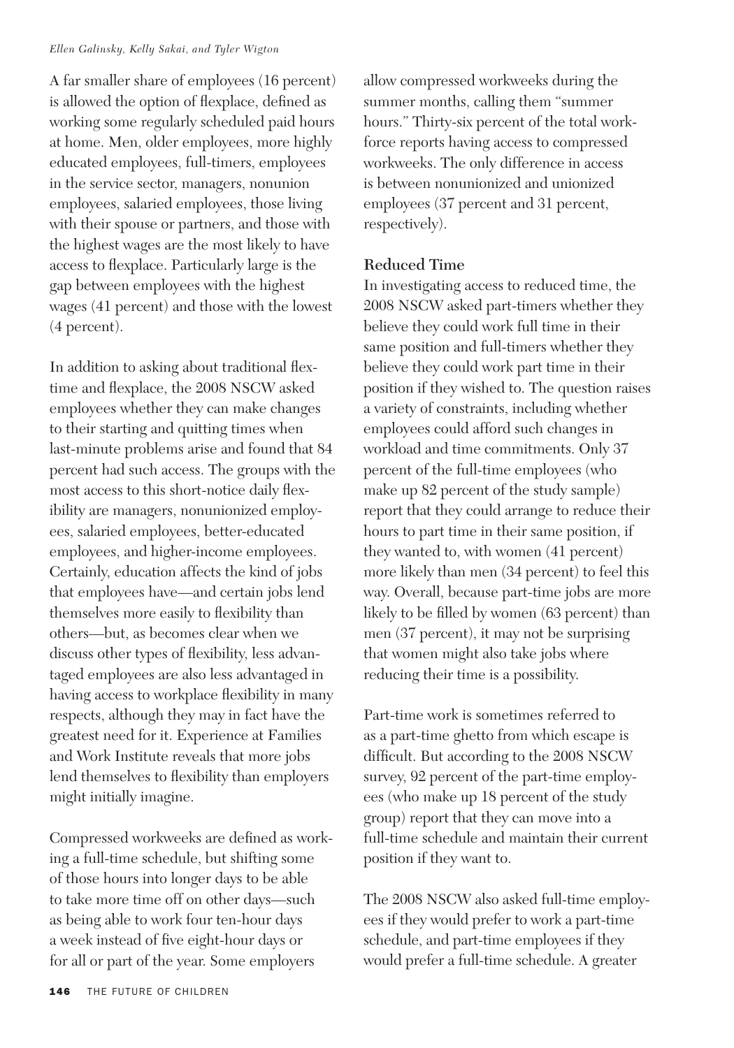A far smaller share of employees (16 percent) is allowed the option of flexplace, defined as working some regularly scheduled paid hours at home. Men, older employees, more highly educated employees, full-timers, employees in the service sector, managers, nonunion employees, salaried employees, those living with their spouse or partners, and those with the highest wages are the most likely to have access to flexplace. Particularly large is the gap between employees with the highest wages (41 percent) and those with the lowest (4 percent).

In addition to asking about traditional flextime and flexplace, the 2008 NSCW asked employees whether they can make changes to their starting and quitting times when last-minute problems arise and found that 84 percent had such access. The groups with the most access to this short-notice daily flexibility are managers, nonunionized employees, salaried employees, better-educated employees, and higher-income employees. Certainly, education affects the kind of jobs that employees have—and certain jobs lend themselves more easily to flexibility than others—but, as becomes clear when we discuss other types of flexibility, less advantaged employees are also less advantaged in having access to workplace flexibility in many respects, although they may in fact have the greatest need for it. Experience at Families and Work Institute reveals that more jobs lend themselves to flexibility than employers might initially imagine.

Compressed workweeks are defined as working a full-time schedule, but shifting some of those hours into longer days to be able to take more time off on other days—such as being able to work four ten-hour days a week instead of five eight-hour days or for all or part of the year. Some employers allow compressed workweeks during the summer months, calling them "summer hours." Thirty-six percent of the total workforce reports having access to compressed workweeks. The only difference in access is between nonunionized and unionized employees (37 percent and 31 percent, respectively).

### Reduced Time

In investigating access to reduced time, the 2008 NSCW asked part-timers whether they believe they could work full time in their same position and full-timers whether they believe they could work part time in their position if they wished to. The question raises a variety of constraints, including whether employees could afford such changes in workload and time commitments. Only 37 percent of the full-time employees (who make up 82 percent of the study sample) report that they could arrange to reduce their hours to part time in their same position, if they wanted to, with women (41 percent) more likely than men (34 percent) to feel this way. Overall, because part-time jobs are more likely to be filled by women (63 percent) than men (37 percent), it may not be surprising that women might also take jobs where reducing their time is a possibility.

Part-time work is sometimes referred to as a part-time ghetto from which escape is difficult. But according to the 2008 NSCW survey, 92 percent of the part-time employees (who make up 18 percent of the study group) report that they can move into a full-time schedule and maintain their current position if they want to.

The 2008 NSCW also asked full-time employees if they would prefer to work a part-time schedule, and part-time employees if they would prefer a full-time schedule. A greater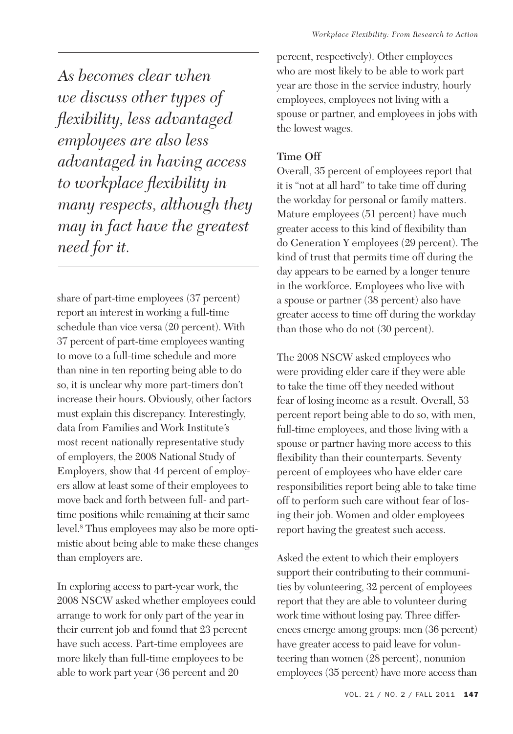*As becomes clear when we discuss other types of flexibility, less advantaged employees are also less advantaged in having access to workplace flexibility in many respects, although they may in fact have the greatest need for it.*

share of part-time employees (37 percent) report an interest in working a full-time schedule than vice versa (20 percent). With 37 percent of part-time employees wanting to move to a full-time schedule and more than nine in ten reporting being able to do so, it is unclear why more part-timers don't increase their hours. Obviously, other factors must explain this discrepancy. Interestingly, data from Families and Work Institute's most recent nationally representative study of employers, the 2008 National Study of Employers, show that 44 percent of employers allow at least some of their employees to move back and forth between full- and part-time positions while remaining at their same level.[8] Thus employees may also be more optimistic about being able to make these changes than employers are.

In exploring access to part-year work, the 2008 NSCW asked whether employees could arrange to work for only part of the year in their current job and found that 23 percent have such access. Part-time employees are more likely than full-time employees to be able to work part year (36 percent and 20 percent, respectively). Other employees who are most likely to be able to work part year are those in the service industry, hourly employees, employees not living with a spouse or partner, and employees in jobs with the lowest wages.

### Time Off

Overall, 35 percent of employees report that it is "not at all hard" to take time off during the workday for personal or family matters. Mature employees (51 percent) have much greater access to this kind of flexibility than do Generation Y employees (29 percent). The kind of trust that permits time off during the day appears to be earned by a longer tenure in the workforce. Employees who live with a spouse or partner (38 percent) also have greater access to time off during the workday than those who do not (30 percent).

The 2008 NSCW asked employees who were providing elder care if they were able to take the time off they needed without fear of losing income as a result. Overall, 53 percent report being able to do so, with men, full-time employees, and those living with a spouse or partner having more access to this flexibility than their counterparts. Seventy percent of employees who have elder care responsibilities report being able to take time off to perform such care without fear of losing their job. Women and older employees report having the greatest such access.

Asked the extent to which their employers support their contributing to their communities by volunteering, 32 percent of employees report that they are able to volunteer during work time without losing pay. Three differences emerge among groups: men (36 percent) have greater access to paid leave for volunteering than women (28 percent), nonunion employees (35 percent) have more access than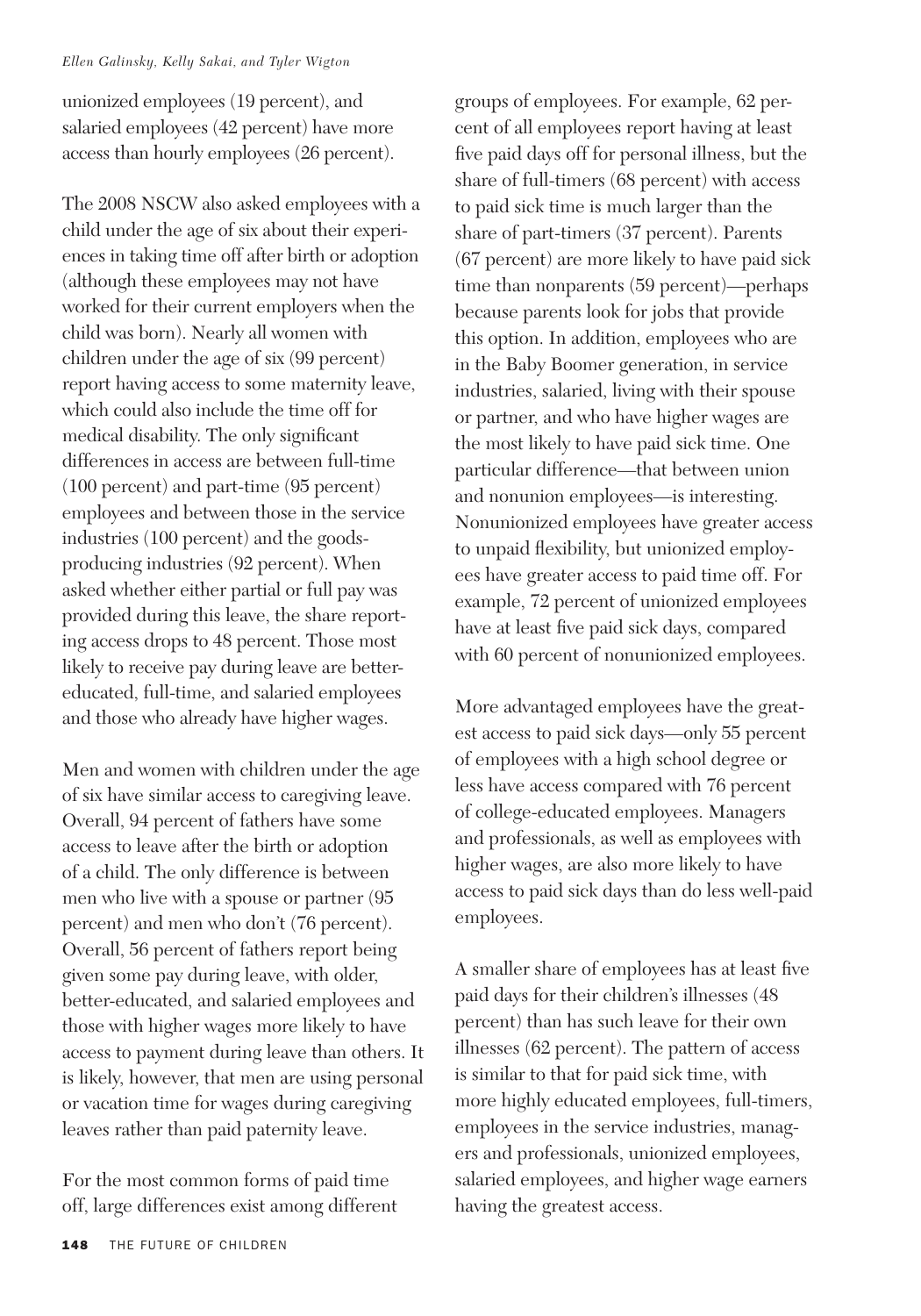unionized employees (19 percent), and salaried employees (42 percent) have more access than hourly employees (26 percent).

The 2008 NSCW also asked employees with a child under the age of six about their experiences in taking time off after birth or adoption (although these employees may not have worked for their current employers when the child was born). Nearly all women with children under the age of six (99 percent) report having access to some maternity leave, which could also include the time off for medical disability. The only significant differences in access are between full-time (100 percent) and part-time (95 percent) employees and between those in the service industries (100 percent) and the goods-producing industries (92 percent). When asked whether either partial or full pay was provided during this leave, the share reporting access drops to 48 percent. Those most likely to receive pay during leave are better-educated, full-time, and salaried employees and those who already have higher wages.

Men and women with children under the age of six have similar access to caregiving leave. Overall, 94 percent of fathers have some access to leave after the birth or adoption of a child. The only difference is between men who live with a spouse or partner (95 percent) and men who don't (76 percent). Overall, 56 percent of fathers report being given some pay during leave, with older, better-educated, and salaried employees and those with higher wages more likely to have access to payment during leave than others. It is likely, however, that men are using personal or vacation time for wages during caregiving leaves rather than paid paternity leave.

For the most common forms of paid time off, large differences exist among different groups of employees. For example, 62 percent of all employees report having at least five paid days off for personal illness, but the share of full-timers (68 percent) with access to paid sick time is much larger than the share of part-timers (37 percent). Parents (67 percent) are more likely to have paid sick time than nonparents (59 percent)—perhaps because parents look for jobs that provide this option. In addition, employees who are in the Baby Boomer generation, in service industries, salaried, living with their spouse or partner, and who have higher wages are the most likely to have paid sick time. One particular difference—that between union and nonunion employees—is interesting. Nonunionized employees have greater access to unpaid flexibility, but unionized employees have greater access to paid time off. For example, 72 percent of unionized employees have at least five paid sick days, compared with 60 percent of nonunionized employees.

More advantaged employees have the greatest access to paid sick days—only 55 percent of employees with a high school degree or less have access compared with 76 percent of college-educated employees. Managers and professionals, as well as employees with higher wages, are also more likely to have access to paid sick days than do less well-paid employees.

A smaller share of employees has at least five paid days for their children's illnesses (48 percent) than has such leave for their own illnesses (62 percent). The pattern of access is similar to that for paid sick time, with more highly educated employees, full-timers, employees in the service industries, managers and professionals, unionized employees, salaried employees, and higher wage earners having the greatest access.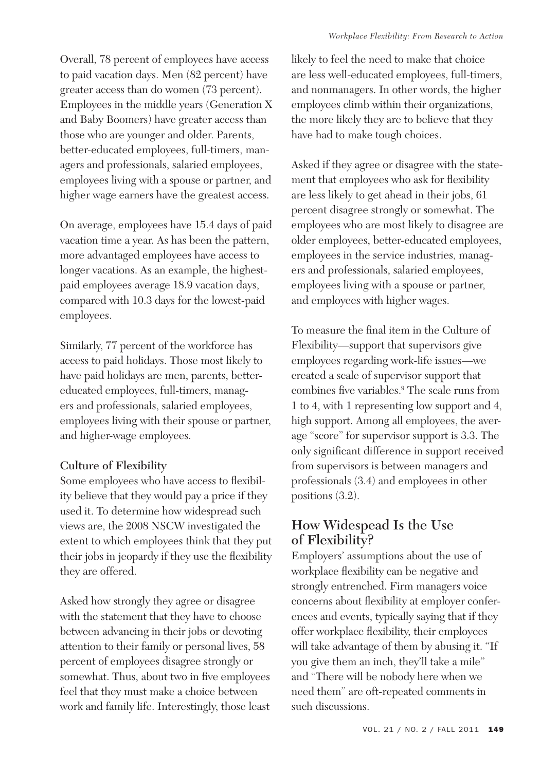Overall, 78 percent of employees have access to paid vacation days. Men (82 percent) have greater access than do women (73 percent). Employees in the middle years (Generation X and Baby Boomers) have greater access than those who are younger and older. Parents, better-educated employees, full-timers, managers and professionals, salaried employees, employees living with a spouse or partner, and higher wage earners have the greatest access.

On average, employees have 15.4 days of paid vacation time a year. As has been the pattern, more advantaged employees have access to longer vacations. As an example, the highest-paid employees average 18.9 vacation days, compared with 10.3 days for the lowest-paid employees.

Similarly, 77 percent of the workforce has access to paid holidays. Those most likely to have paid holidays are men, parents, better-educated employees, full-timers, managers and professionals, salaried employees, employees living with their spouse or partner, and higher-wage employees.

**Culture of Flexibility**

Some employees who have access to flexibility believe that they would pay a price if they used it. To determine how widespread such views are, the 2008 NSCW investigated the extent to which employees think that they put their jobs in jeopardy if they use the flexibility they are offered.

Asked how strongly they agree or disagree with the statement that they have to choose between advancing in their jobs or devoting attention to their family or personal lives, 58 percent of employees disagree strongly or somewhat. Thus, about two in five employees feel that they must make a choice between work and family life. Interestingly, those least likely to feel the need to make that choice are less well-educated employees, full-timers, and nonmanagers. In other words, the higher employees climb within their organizations, the more likely they are to believe that they have had to make tough choices.

Asked if they agree or disagree with the statement that employees who ask for flexibility are less likely to get ahead in their jobs, 61 percent disagree strongly or somewhat. The employees who are most likely to disagree are older employees, better-educated employees, employees in the service industries, managers and professionals, salaried employees, employees living with a spouse or partner, and employees with higher wages.

To measure the final item in the Culture of Flexibility—support that supervisors give employees regarding work-life issues—we created a scale of supervisor support that combines five variables.[9] The scale runs from 1 to 4, with 1 representing low support and 4, high support. Among all employees, the average "score" for supervisor support is 3.3. The only significant difference in support received from supervisors is between managers and professionals (3.4) and employees in other positions (3.2).

## How Widespread Is the Use of Flexibility?

Employers' assumptions about the use of workplace flexibility can be negative and strongly entrenched. Firm managers voice concerns about flexibility at employer conferences and events, typically saying that if they offer workplace flexibility, their employees will take advantage of them by abusing it. "If you give them an inch, they'll take a mile" and "There will be nobody here when we need them" are oft-repeated comments in such discussions.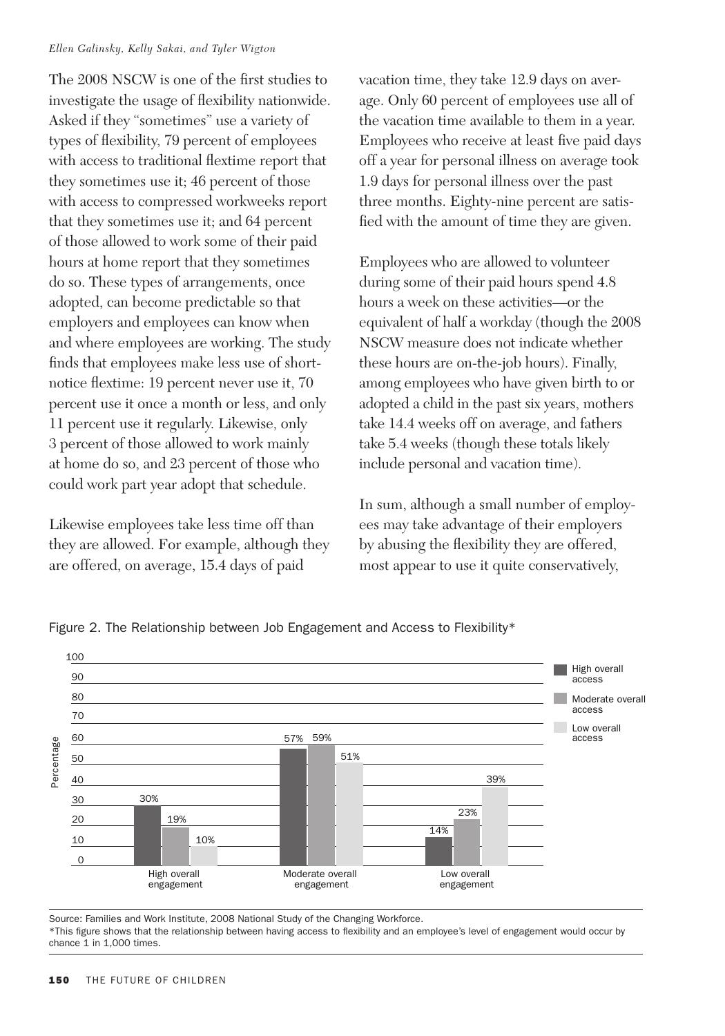The 2008 NSCW is one of the first studies to investigate the usage of flexibility nationwide. Asked if they "sometimes" use a variety of types of flexibility, 79 percent of employees with access to traditional flextime report that they sometimes use it; 46 percent of those with access to compressed workweeks report that they sometimes use it; and 64 percent of those allowed to work some of their paid hours at home report that they sometimes do so. These types of arrangements, once adopted, can become predictable so that employers and employees can know when and where employees are working. The study finds that employees make less use of short-notice flextime: 19 percent never use it, 70 percent use it once a month or less, and only 11 percent use it regularly. Likewise, only 3 percent of those allowed to work mainly at home do so, and 23 percent of those who could work part year adopt that schedule.

Likewise employees take less time off than they are allowed. For example, although they are offered, on average, 15.4 days of paid vacation time, they take 12.9 days on average. Only 60 percent of employees use all of the vacation time available to them in a year. Employees who receive at least five paid days off a year for personal illness on average took 1.9 days for personal illness over the past three months. Eighty-nine percent are satisfied with the amount of time they are given.

Employees who are allowed to volunteer during some of their paid hours spend 4.8 hours a week on these activities—or the equivalent of half a workday (though the 2008 NSCW measure does not indicate whether these hours are on-the-job hours). Finally, among employees who have given birth to or adopted a child in the past six years, mothers take 14.4 weeks off on average, and fathers take 5.4 weeks (though these totals likely include personal and vacation time).

In sum, although a small number of employees may take advantage of their employers by abusing the flexibility they are offered, most appear to use it quite conservatively,

Figure 2. The Relationship between Job Engagement and Access to Flexibility*

| | High overall access | Moderate overall access | Low overall access |
|---|---|---|---|
| High overall engagement | 30% | 19% | 10% |
| Moderate overall engagement | 57% | 59% | 51% |
| Low overall engagement | 14% | 23% | 39% |

Source: Families and Work Institute, 2008 National Study of the Changing Workforce.

*This figure shows that the relationship between having access to flexibility and an employee's level of engagement would occur by chance 1 in 1,000 times.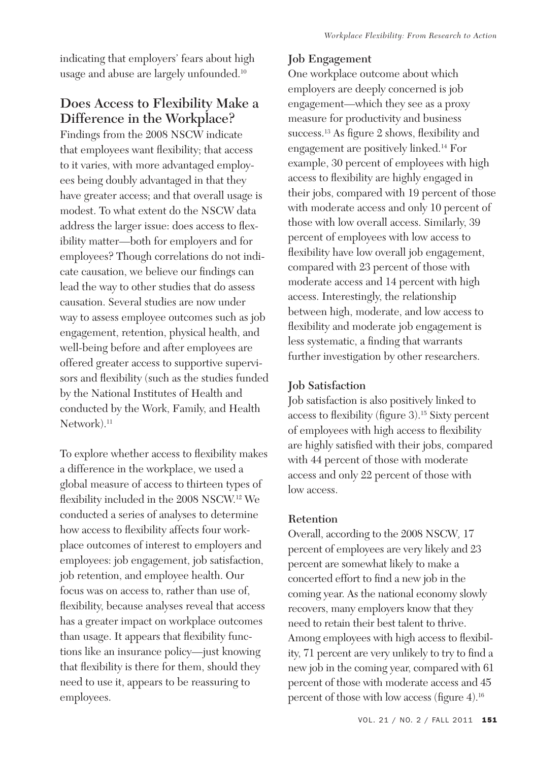indicating that employers' fears about high usage and abuse are largely unfounded.[10]

## Does Access to Flexibility Make a Difference in the Workplace?

Findings from the 2008 NSCW indicate that employees want flexibility; that access to it varies, with more advantaged employees being doubly advantaged in that they have greater access; and that overall usage is modest. To what extent do the NSCW data address the larger issue: does access to flexibility matter—both for employers and for employees? Though correlations do not indicate causation, we believe our findings can lead the way to other studies that do assess causation. Several studies are now under way to assess employee outcomes such as job engagement, retention, physical health, and well-being before and after employees are offered greater access to supportive supervisors and flexibility (such as the studies funded by the National Institutes of Health and conducted by the Work, Family, and Health Network).[11]

To explore whether access to flexibility makes a difference in the workplace, we used a global measure of access to thirteen types of flexibility included in the 2008 NSCW.[12] We conducted a series of analyses to determine how access to flexibility affects four workplace outcomes of interest to employers and employees: job engagement, job satisfaction, job retention, and employee health. Our focus was on access to, rather than use of, flexibility, because analyses reveal that access has a greater impact on workplace outcomes than usage. It appears that flexibility functions like an insurance policy—just knowing that flexibility is there for them, should they need to use it, appears to be reassuring to employees.

### Job Engagement

One workplace outcome about which employers are deeply concerned is job engagement—which they see as a proxy measure for productivity and business success.[13] As figure 2 shows, flexibility and engagement are positively linked.[14] For example, 30 percent of employees with high access to flexibility are highly engaged in their jobs, compared with 19 percent of those with moderate access and only 10 percent of those with low overall access. Similarly, 39 percent of employees with low access to flexibility have low overall job engagement, compared with 23 percent of those with moderate access and 14 percent with high access. Interestingly, the relationship between high, moderate, and low access to flexibility and moderate job engagement is less systematic, a finding that warrants further investigation by other researchers.

### Job Satisfaction

Job satisfaction is also positively linked to access to flexibility (figure 3).[15] Sixty percent of employees with high access to flexibility are highly satisfied with their jobs, compared with 44 percent of those with moderate access and only 22 percent of those with low access.

### Retention

Overall, according to the 2008 NSCW, 17 percent of employees are very likely and 23 percent are somewhat likely to make a concerted effort to find a new job in the coming year. As the national economy slowly recovers, many employers know that they need to retain their best talent to thrive. Among employees with high access to flexibility, 71 percent are very unlikely to try to find a new job in the coming year, compared with 61 percent of those with moderate access and 45 percent of those with low access (figure 4).[16]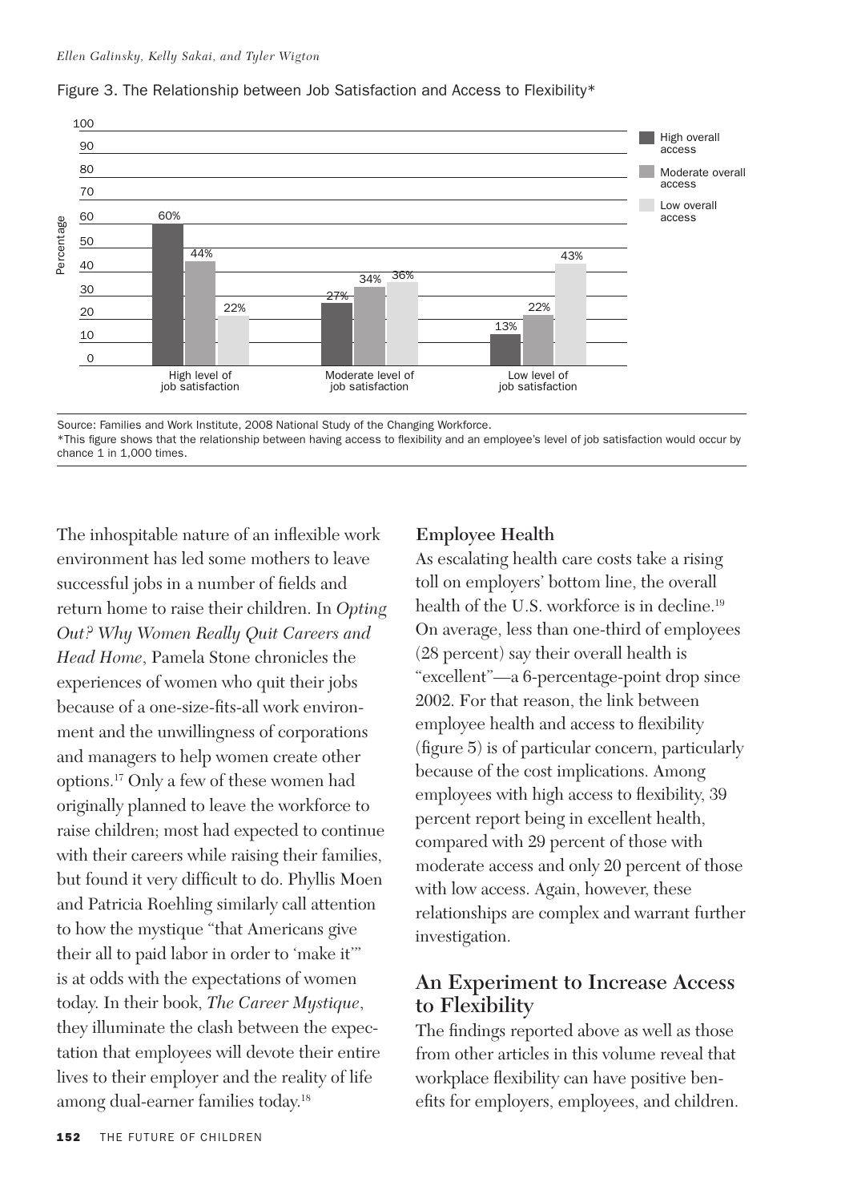Figure 3. The Relationship between Job Satisfaction and Access to Flexibility*

| | High overall access | Moderate overall access | Low overall access |
|---|---|---|---|
| High level of job satisfaction | 60% | 44% | 22% |
| Moderate level of job satisfaction | 27% | 34% | 36% |
| Low level of job satisfaction | 13% | 22% | 43% |

Source: Families and Work Institute, 2008 National Study of the Changing Workforce.
*This figure shows that the relationship between having access to flexibility and an employee's level of job satisfaction would occur by chance 1 in 1,000 times.

The inhospitable nature of an inflexible work environment has led some mothers to leave successful jobs in a number of fields and return home to raise their children. In *Opting Out? Why Women Really Quit Careers and Head Home*, Pamela Stone chronicles the experiences of women who quit their jobs because of a one-size-fits-all work environment and the unwillingness of corporations and managers to help women create other options.[17] Only a few of these women had originally planned to leave the workforce to raise children; most had expected to continue with their careers while raising their families, but found it very difficult to do. Phyllis Moen and Patricia Roehling similarly call attention to how the mystique "that Americans give their all to paid labor in order to 'make it'" is at odds with the expectations of women today. In their book, *The Career Mystique*, they illuminate the clash between the expectation that employees will devote their entire lives to their employer and the reality of life among dual-earner families today.[18]

### Employee Health

As escalating health care costs take a rising toll on employers' bottom line, the overall health of the U.S. workforce is in decline.[19] On average, less than one-third of employees (28 percent) say their overall health is "excellent"—a 6-percentage-point drop since 2002. For that reason, the link between employee health and access to flexibility (figure 5) is of particular concern, particularly because of the cost implications. Among employees with high access to flexibility, 39 percent report being in excellent health, compared with 29 percent of those with moderate access and only 20 percent of those with low access. Again, however, these relationships are complex and warrant further investigation.

## An Experiment to Increase Access to Flexibility

The findings reported above as well as those from other articles in this volume reveal that workplace flexibility can have positive benefits for employers, employees, and children.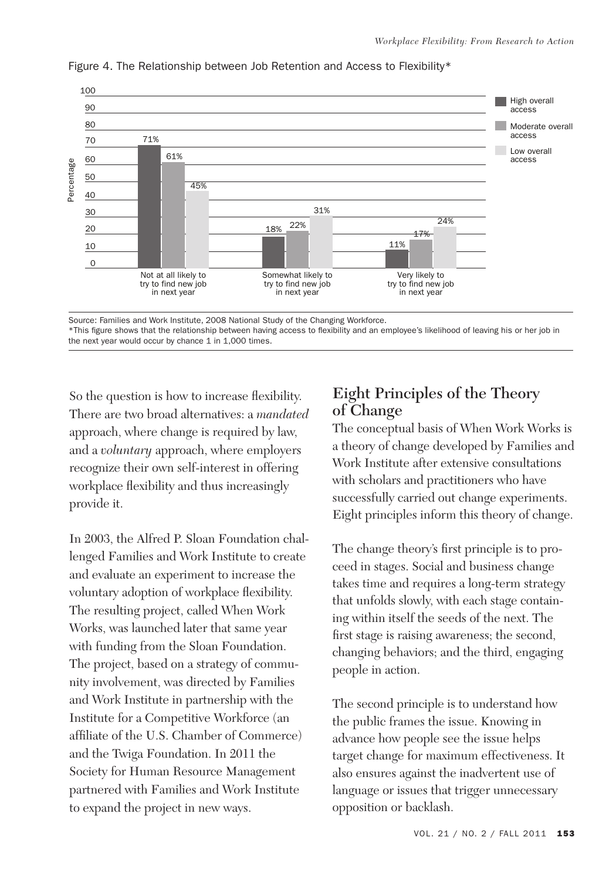Figure 4. The Relationship between Job Retention and Access to Flexibility*

100
90
80
70
60
50
40
30
20
10
0

Percentage

High overall access
Moderate overall access
Low overall access

71%
61%
45%
Not at all likely to try to find new job in next year

18%
22%
31%
Somewhat likely to try to find new job in next year

11%
17%
24%
Very likely to try to find new job in next year

Source: Families and Work Institute, 2008 National Study of the Changing Workforce.
*This figure shows that the relationship between having access to flexibility and an employee's likelihood of leaving his or her job in the next year would occur by chance 1 in 1,000 times.

So the question is how to increase flexibility. There are two broad alternatives: a *mandated* approach, where change is required by law, and a *voluntary* approach, where employers recognize their own self-interest in offering workplace flexibility and thus increasingly provide it.

In 2003, the Alfred P. Sloan Foundation challenged Families and Work Institute to create and evaluate an experiment to increase the voluntary adoption of workplace flexibility. The resulting project, called When Work Works, was launched later that same year with funding from the Sloan Foundation. The project, based on a strategy of community involvement, was directed by Families and Work Institute in partnership with the Institute for a Competitive Workforce (an affiliate of the U.S. Chamber of Commerce) and the Twiga Foundation. In 2011 the Society for Human Resource Management partnered with Families and Work Institute to expand the project in new ways.

## Eight Principles of the Theory of Change

The conceptual basis of When Work Works is a theory of change developed by Families and Work Institute after extensive consultations with scholars and practitioners who have successfully carried out change experiments. Eight principles inform this theory of change.

The change theory's first principle is to proceed in stages. Social and business change takes time and requires a long-term strategy that unfolds slowly, with each stage containing within itself the seeds of the next. The first stage is raising awareness; the second, changing behaviors; and the third, engaging people in action.

The second principle is to understand how the public frames the issue. Knowing in advance how people see the issue helps target change for maximum effectiveness. It also ensures against the inadvertent use of language or issues that trigger unnecessary opposition or backlash.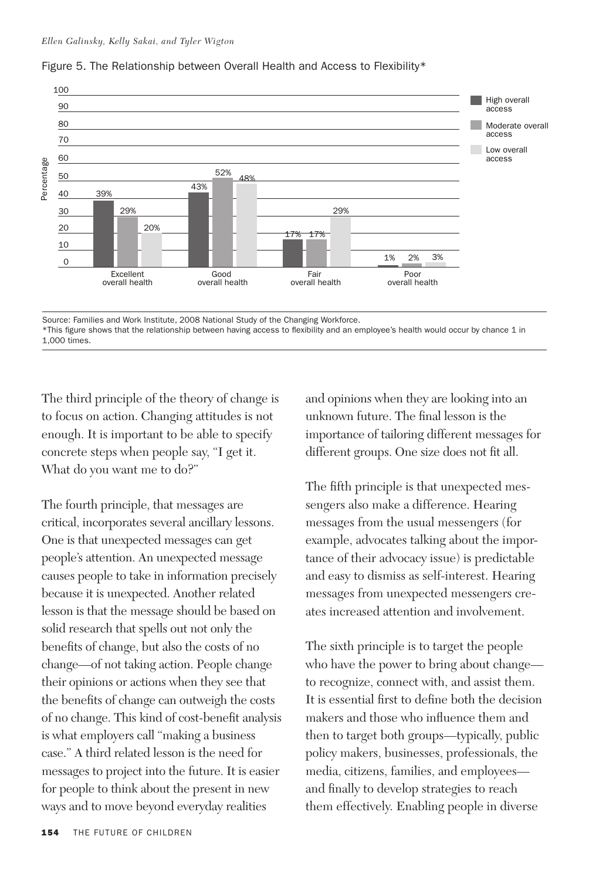Figure 5. The Relationship between Overall Health and Access to Flexibility*

| | High overall access | Moderate overall access | Low overall access |
|---|---|---|---|
| Excellent overall health | 39% | 29% | 20% |
| Good overall health | 43% | 52% | 48% |
| Fair overall health | 17% | 17% | 29% |
| Poor overall health | 1% | 2% | 3% |

Source: Families and Work Institute, 2008 National Study of the Changing Workforce.
*This figure shows that the relationship between having access to flexibility and an employee's health would occur by chance 1 in 1,000 times.

The third principle of the theory of change is to focus on action. Changing attitudes is not enough. It is important to be able to specify concrete steps when people say, "I get it. What do you want me to do?"

The fourth principle, that messages are critical, incorporates several ancillary lessons. One is that unexpected messages can get people's attention. An unexpected message causes people to take in information precisely because it is unexpected. Another related lesson is that the message should be based on solid research that spells out not only the benefits of change, but also the costs of no change—of not taking action. People change their opinions or actions when they see that the benefits of change can outweigh the costs of no change. This kind of cost-benefit analysis is what employers call "making a business case." A third related lesson is the need for messages to project into the future. It is easier for people to think about the present in new ways and to move beyond everyday realities and opinions when they are looking into an unknown future. The final lesson is the importance of tailoring different messages for different groups. One size does not fit all.

The fifth principle is that unexpected messengers also make a difference. Hearing messages from the usual messengers (for example, advocates talking about the importance of their advocacy issue) is predictable and easy to dismiss as self-interest. Hearing messages from unexpected messengers creates increased attention and involvement.

The sixth principle is to target the people who have the power to bring about change—to recognize, connect with, and assist them. It is essential first to define both the decision makers and those who influence them and then to target both groups—typically, public policy makers, businesses, professionals, the media, citizens, families, and employees—and finally to develop strategies to reach them effectively. Enabling people in diverse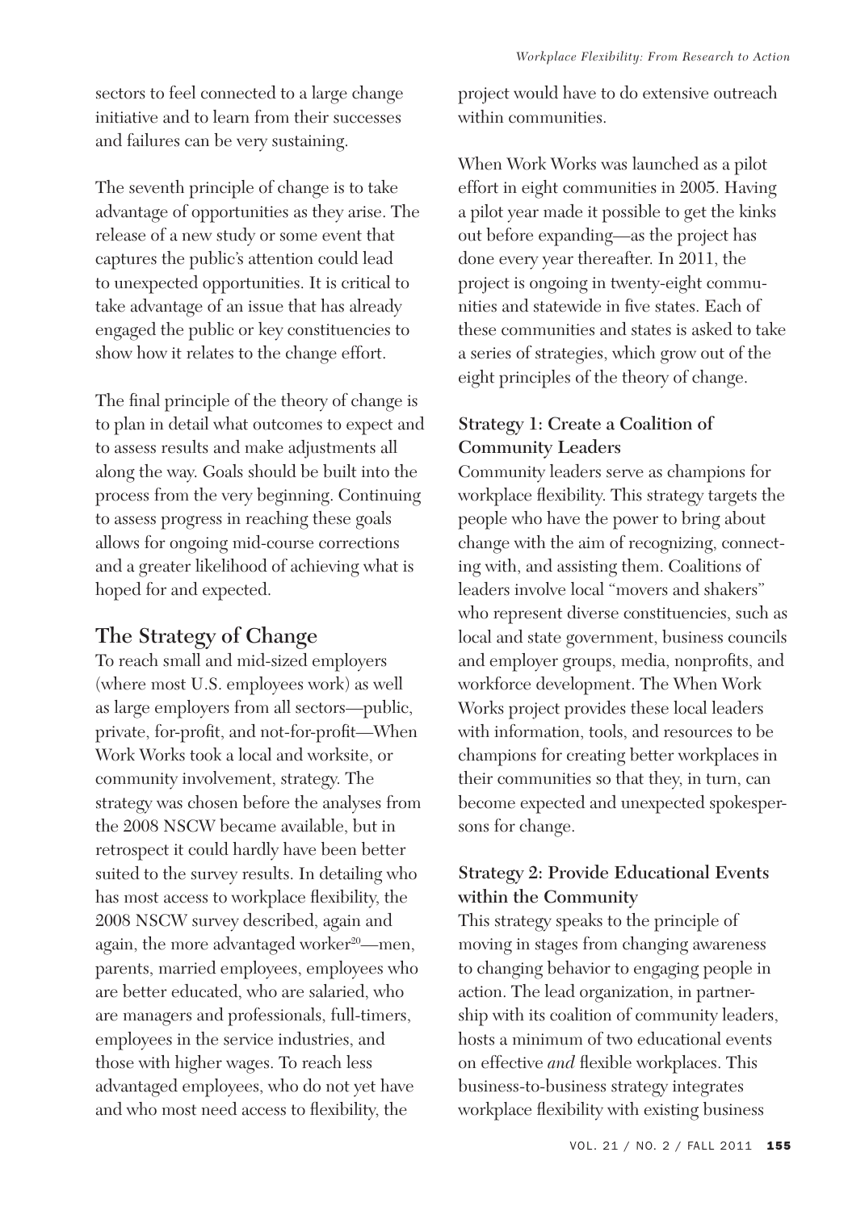sectors to feel connected to a large change initiative and to learn from their successes and failures can be very sustaining.

The seventh principle of change is to take advantage of opportunities as they arise. The release of a new study or some event that captures the public's attention could lead to unexpected opportunities. It is critical to take advantage of an issue that has already engaged the public or key constituencies to show how it relates to the change effort.

The final principle of the theory of change is to plan in detail what outcomes to expect and to assess results and make adjustments all along the way. Goals should be built into the process from the very beginning. Continuing to assess progress in reaching these goals allows for ongoing mid-course corrections and a greater likelihood of achieving what is hoped for and expected.

## The Strategy of Change

To reach small and mid-sized employers (where most U.S. employees work) as well as large employers from all sectors—public, private, for-profit, and not-for-profit—When Work Works took a local and worksite, or community involvement, strategy. The strategy was chosen before the analyses from the 2008 NSCW became available, but in retrospect it could hardly have been better suited to the survey results. In detailing who has most access to workplace flexibility, the 2008 NSCW survey described, again and again, the more advantaged worker[20]—men, parents, married employees, employees who are better educated, who are salaried, who are managers and professionals, full-timers, employees in the service industries, and those with higher wages. To reach less advantaged employees, who do not yet have and who most need access to flexibility, the project would have to do extensive outreach within communities.

When Work Works was launched as a pilot effort in eight communities in 2005. Having a pilot year made it possible to get the kinks out before expanding—as the project has done every year thereafter. In 2011, the project is ongoing in twenty-eight communities and statewide in five states. Each of these communities and states is asked to take a series of strategies, which grow out of the eight principles of the theory of change.

### Strategy 1: Create a Coalition of Community Leaders

Community leaders serve as champions for workplace flexibility. This strategy targets the people who have the power to bring about change with the aim of recognizing, connecting with, and assisting them. Coalitions of leaders involve local "movers and shakers" who represent diverse constituencies, such as local and state government, business councils and employer groups, media, nonprofits, and workforce development. The When Work Works project provides these local leaders with information, tools, and resources to be champions for creating better workplaces in their communities so that they, in turn, can become expected and unexpected spokespersons for change.

### Strategy 2: Provide Educational Events within the Community

This strategy speaks to the principle of moving in stages from changing awareness to changing behavior to engaging people in action. The lead organization, in partnership with its coalition of community leaders, hosts a minimum of two educational events on effective *and* flexible workplaces. This business-to-business strategy integrates workplace flexibility with existing business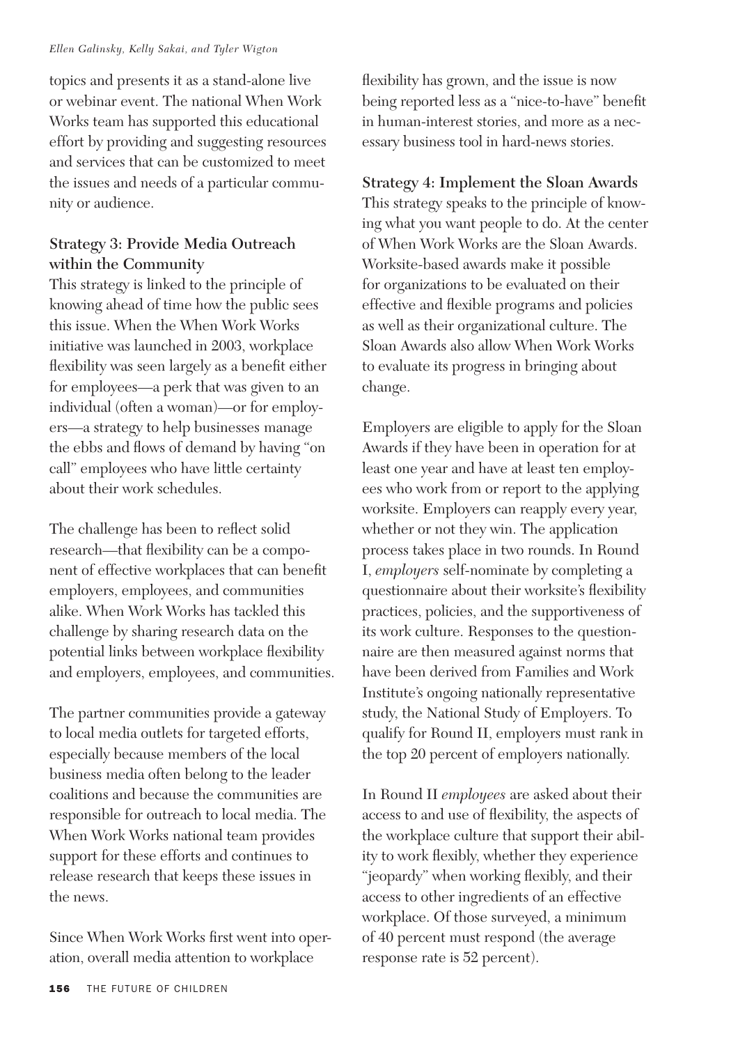topics and presents it as a stand-alone live or webinar event. The national When Work Works team has supported this educational effort by providing and suggesting resources and services that can be customized to meet the issues and needs of a particular community or audience.

### Strategy 3: Provide Media Outreach within the Community

This strategy is linked to the principle of knowing ahead of time how the public sees this issue. When the When Work Works initiative was launched in 2003, workplace flexibility was seen largely as a benefit either for employees—a perk that was given to an individual (often a woman)—or for employers—a strategy to help businesses manage the ebbs and flows of demand by having "on call" employees who have little certainty about their work schedules.

The challenge has been to reflect solid research—that flexibility can be a component of effective workplaces that can benefit employers, employees, and communities alike. When Work Works has tackled this challenge by sharing research data on the potential links between workplace flexibility and employers, employees, and communities.

The partner communities provide a gateway to local media outlets for targeted efforts, especially because members of the local business media often belong to the leader coalitions and because the communities are responsible for outreach to local media. The When Work Works national team provides support for these efforts and continues to release research that keeps these issues in the news.

Since When Work Works first went into operation, overall media attention to workplace flexibility has grown, and the issue is now being reported less as a "nice-to-have" benefit in human-interest stories, and more as a necessary business tool in hard-news stories.

### Strategy 4: Implement the Sloan Awards

This strategy speaks to the principle of knowing what you want people to do. At the center of When Work Works are the Sloan Awards. Worksite-based awards make it possible for organizations to be evaluated on their effective and flexible programs and policies as well as their organizational culture. The Sloan Awards also allow When Work Works to evaluate its progress in bringing about change.

Employers are eligible to apply for the Sloan Awards if they have been in operation for at least one year and have at least ten employees who work from or report to the applying worksite. Employers can reapply every year, whether or not they win. The application process takes place in two rounds. In Round I, *employers* self-nominate by completing a questionnaire about their worksite's flexibility practices, policies, and the supportiveness of its work culture. Responses to the questionnaire are then measured against norms that have been derived from Families and Work Institute's ongoing nationally representative study, the National Study of Employers. To qualify for Round II, employers must rank in the top 20 percent of employers nationally.

In Round II *employees* are asked about their access to and use of flexibility, the aspects of the workplace culture that support their ability to work flexibly, whether they experience "jeopardy" when working flexibly, and their access to other ingredients of an effective workplace. Of those surveyed, a minimum of 40 percent must respond (the average response rate is 52 percent).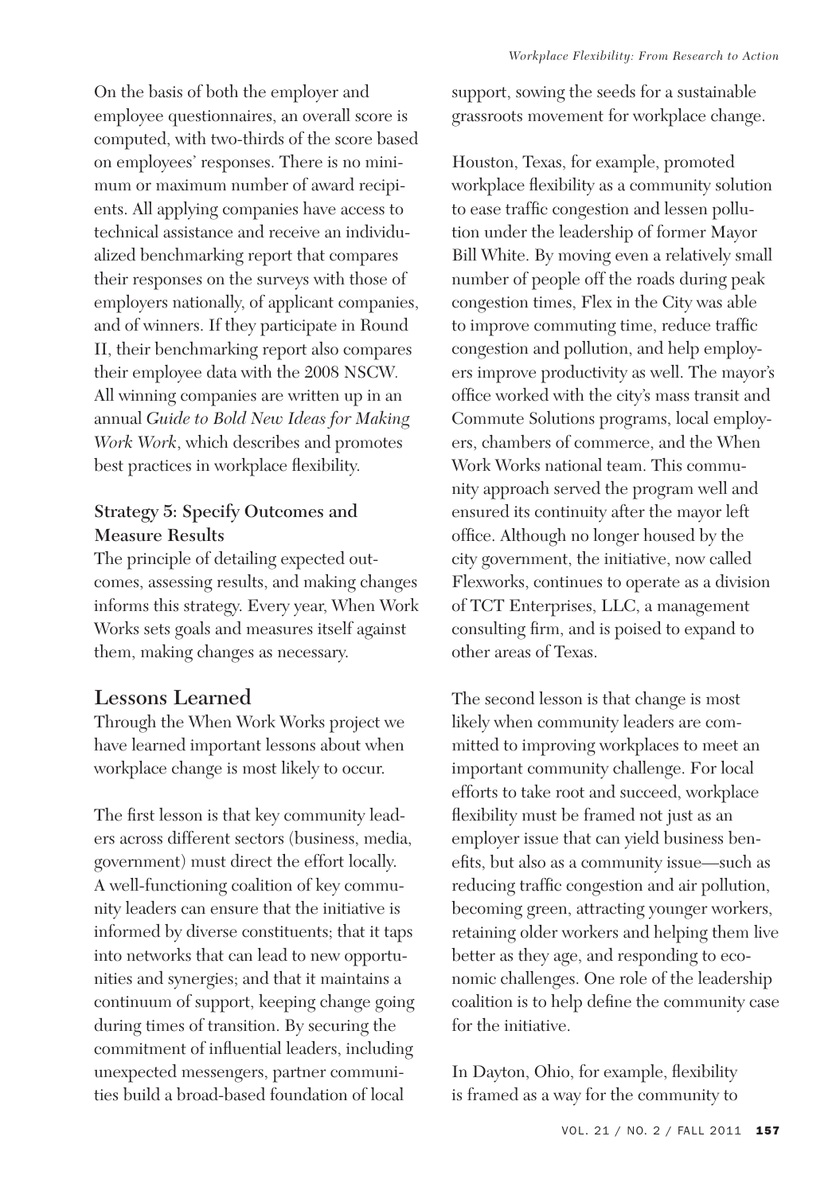On the basis of both the employer and employee questionnaires, an overall score is computed, with two-thirds of the score based on employees' responses. There is no minimum or maximum number of award recipients. All applying companies have access to technical assistance and receive an individualized benchmarking report that compares their responses on the surveys with those of employers nationally, of applicant companies, and of winners. If they participate in Round II, their benchmarking report also compares their employee data with the 2008 NSCW. All winning companies are written up in an annual *Guide to Bold New Ideas for Making Work Work*, which describes and promotes best practices in workplace flexibility.

### Strategy 5: Specify Outcomes and Measure Results

The principle of detailing expected outcomes, assessing results, and making changes informs this strategy. Every year, When Work Works sets goals and measures itself against them, making changes as necessary.

## Lessons Learned

Through the When Work Works project we have learned important lessons about when workplace change is most likely to occur.

The first lesson is that key community leaders across different sectors (business, media, government) must direct the effort locally. A well-functioning coalition of key community leaders can ensure that the initiative is informed by diverse constituents; that it taps into networks that can lead to new opportunities and synergies; and that it maintains a continuum of support, keeping change going during times of transition. By securing the commitment of influential leaders, including unexpected messengers, partner communities build a broad-based foundation of local support, sowing the seeds for a sustainable grassroots movement for workplace change.

Houston, Texas, for example, promoted workplace flexibility as a community solution to ease traffic congestion and lessen pollution under the leadership of former Mayor Bill White. By moving even a relatively small number of people off the roads during peak congestion times, Flex in the City was able to improve commuting time, reduce traffic congestion and pollution, and help employers improve productivity as well. The mayor's office worked with the city's mass transit and Commute Solutions programs, local employers, chambers of commerce, and the When Work Works national team. This community approach served the program well and ensured its continuity after the mayor left office. Although no longer housed by the city government, the initiative, now called Flexworks, continues to operate as a division of TCT Enterprises, LLC, a management consulting firm, and is poised to expand to other areas of Texas.

The second lesson is that change is most likely when community leaders are committed to improving workplaces to meet an important community challenge. For local efforts to take root and succeed, workplace flexibility must be framed not just as an employer issue that can yield business benefits, but also as a community issue—such as reducing traffic congestion and air pollution, becoming green, attracting younger workers, retaining older workers and helping them live better as they age, and responding to economic challenges. One role of the leadership coalition is to help define the community case for the initiative.

In Dayton, Ohio, for example, flexibility is framed as a way for the community to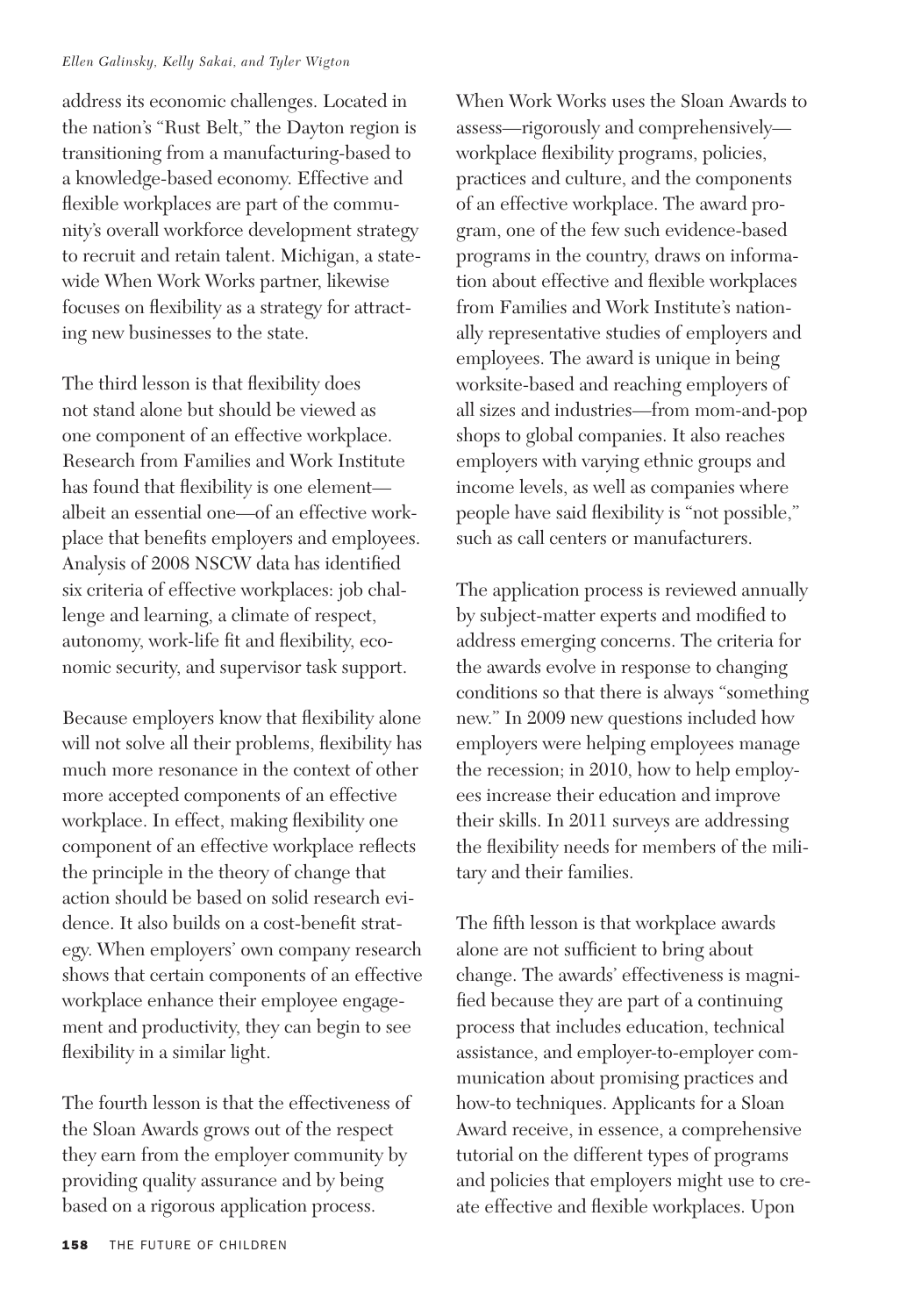address its economic challenges. Located in the nation's "Rust Belt," the Dayton region is transitioning from a manufacturing-based to a knowledge-based economy. Effective and flexible workplaces are part of the community's overall workforce development strategy to recruit and retain talent. Michigan, a statewide When Work Works partner, likewise focuses on flexibility as a strategy for attracting new businesses to the state.

The third lesson is that flexibility does not stand alone but should be viewed as one component of an effective workplace. Research from Families and Work Institute has found that flexibility is one element—albeit an essential one—of an effective workplace that benefits employers and employees. Analysis of 2008 NSCW data has identified six criteria of effective workplaces: job challenge and learning, a climate of respect, autonomy, work-life fit and flexibility, economic security, and supervisor task support.

Because employers know that flexibility alone will not solve all their problems, flexibility has much more resonance in the context of other more accepted components of an effective workplace. In effect, making flexibility one component of an effective workplace reflects the principle in the theory of change that action should be based on solid research evidence. It also builds on a cost-benefit strategy. When employers' own company research shows that certain components of an effective workplace enhance their employee engagement and productivity, they can begin to see flexibility in a similar light.

The fourth lesson is that the effectiveness of the Sloan Awards grows out of the respect they earn from the employer community by providing quality assurance and by being based on a rigorous application process. When Work Works uses the Sloan Awards to assess—rigorously and comprehensively—workplace flexibility programs, policies, practices and culture, and the components of an effective workplace. The award program, one of the few such evidence-based programs in the country, draws on information about effective and flexible workplaces from Families and Work Institute's nationally representative studies of employers and employees. The award is unique in being worksite-based and reaching employers of all sizes and industries—from mom-and-pop shops to global companies. It also reaches employers with varying ethnic groups and income levels, as well as companies where people have said flexibility is "not possible," such as call centers or manufacturers.

The application process is reviewed annually by subject-matter experts and modified to address emerging concerns. The criteria for the awards evolve in response to changing conditions so that there is always "something new." In 2009 new questions included how employers were helping employees manage the recession; in 2010, how to help employees increase their education and improve their skills. In 2011 surveys are addressing the flexibility needs for members of the military and their families.

The fifth lesson is that workplace awards alone are not sufficient to bring about change. The awards' effectiveness is magnified because they are part of a continuing process that includes education, technical assistance, and employer-to-employer communication about promising practices and how-to techniques. Applicants for a Sloan Award receive, in essence, a comprehensive tutorial on the different types of programs and policies that employers might use to create effective and flexible workplaces. Upon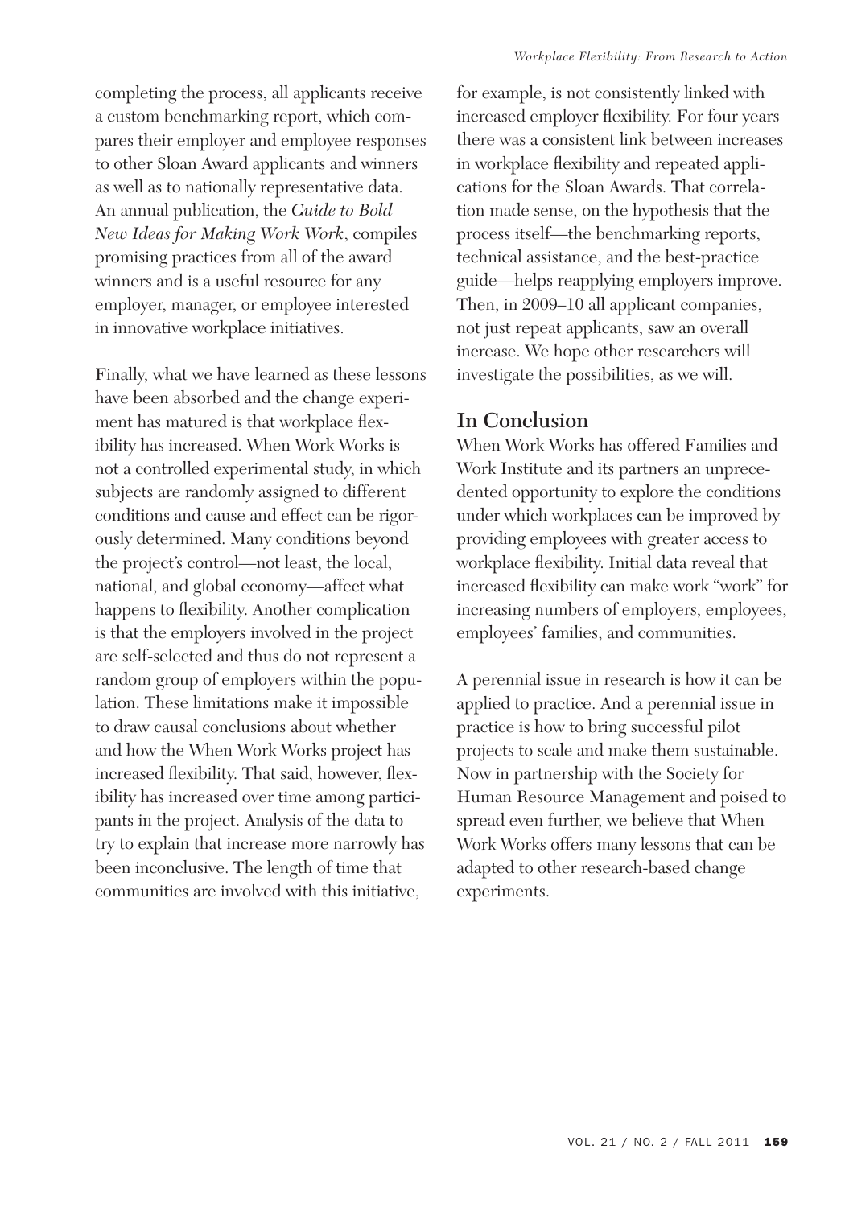completing the process, all applicants receive a custom benchmarking report, which compares their employer and employee responses to other Sloan Award applicants and winners as well as to nationally representative data. An annual publication, the *Guide to Bold New Ideas for Making Work Work*, compiles promising practices from all of the award winners and is a useful resource for any employer, manager, or employee interested in innovative workplace initiatives.

Finally, what we have learned as these lessons have been absorbed and the change experiment has matured is that workplace flexibility has increased. When Work Works is not a controlled experimental study, in which subjects are randomly assigned to different conditions and cause and effect can be rigorously determined. Many conditions beyond the project's control—not least, the local, national, and global economy—affect what happens to flexibility. Another complication is that the employers involved in the project are self-selected and thus do not represent a random group of employers within the population. These limitations make it impossible to draw causal conclusions about whether and how the When Work Works project has increased flexibility. That said, however, flexibility has increased over time among participants in the project. Analysis of the data to try to explain that increase more narrowly has been inconclusive. The length of time that communities are involved with this initiative, for example, is not consistently linked with increased employer flexibility. For four years there was a consistent link between increases in workplace flexibility and repeated applications for the Sloan Awards. That correlation made sense, on the hypothesis that the process itself—the benchmarking reports, technical assistance, and the best-practice guide—helps reapplying employers improve. Then, in 2009–10 all applicant companies, not just repeat applicants, saw an overall increase. We hope other researchers will investigate the possibilities, as we will.

## In Conclusion

When Work Works has offered Families and Work Institute and its partners an unprecedented opportunity to explore the conditions under which workplaces can be improved by providing employees with greater access to workplace flexibility. Initial data reveal that increased flexibility can make work "work" for increasing numbers of employers, employees, employees' families, and communities.

A perennial issue in research is how it can be applied to practice. And a perennial issue in practice is how to bring successful pilot projects to scale and make them sustainable. Now in partnership with the Society for Human Resource Management and poised to spread even further, we believe that When Work Works offers many lessons that can be adapted to other research-based change experiments.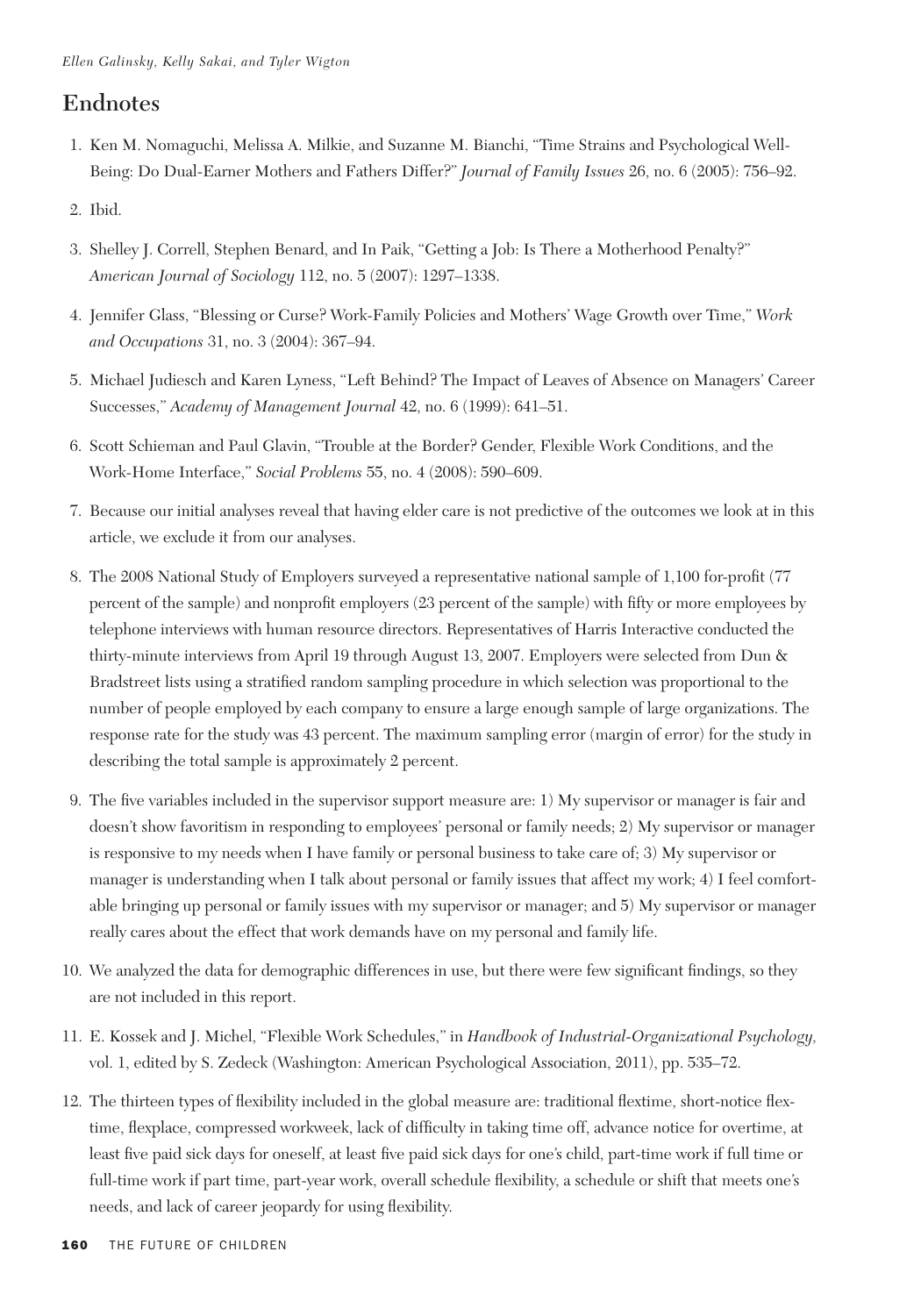## Endnotes

1. Ken M. Nomaguchi, Melissa A. Milkie, and Suzanne M. Bianchi, "Time Strains and Psychological Well-Being: Do Dual-Earner Mothers and Fathers Differ?" *Journal of Family Issues* 26, no. 6 (2005): 756–92.
2. Ibid.
3. Shelley J. Correll, Stephen Benard, and In Paik, "Getting a Job: Is There a Motherhood Penalty?" *American Journal of Sociology* 112, no. 5 (2007): 1297–1338.
4. Jennifer Glass, "Blessing or Curse? Work-Family Policies and Mothers' Wage Growth over Time," *Work and Occupations* 31, no. 3 (2004): 367–94.
5. Michael Judiesch and Karen Lyness, "Left Behind? The Impact of Leaves of Absence on Managers' Career Successes," *Academy of Management Journal* 42, no. 6 (1999): 641–51.
6. Scott Schieman and Paul Glavin, "Trouble at the Border? Gender, Flexible Work Conditions, and the Work-Home Interface," *Social Problems* 55, no. 4 (2008): 590–609.
7. Because our initial analyses reveal that having elder care is not predictive of the outcomes we look at in this article, we exclude it from our analyses.
8. The 2008 National Study of Employers surveyed a representative national sample of 1,100 for-profit (77 percent of the sample) and nonprofit employers (23 percent of the sample) with fifty or more employees by telephone interviews with human resource directors. Representatives of Harris Interactive conducted the thirty-minute interviews from April 19 through August 13, 2007. Employers were selected from Dun & Bradstreet lists using a stratified random sampling procedure in which selection was proportional to the number of people employed by each company to ensure a large enough sample of large organizations. The response rate for the study was 43 percent. The maximum sampling error (margin of error) for the study in describing the total sample is approximately 2 percent.
9. The five variables included in the supervisor support measure are: 1) My supervisor or manager is fair and doesn't show favoritism in responding to employees' personal or family needs; 2) My supervisor or manager is responsive to my needs when I have family or personal business to take care of; 3) My supervisor or manager is understanding when I talk about personal or family issues that affect my work; 4) I feel comfortable bringing up personal or family issues with my supervisor or manager; and 5) My supervisor or manager really cares about the effect that work demands have on my personal and family life.
10. We analyzed the data for demographic differences in use, but there were few significant findings, so they are not included in this report.
11. E. Kossek and J. Michel, "Flexible Work Schedules," in *Handbook of Industrial-Organizational Psychology,* vol. 1, edited by S. Zedeck (Washington: American Psychological Association, 2011), pp. 535–72.
12. The thirteen types of flexibility included in the global measure are: traditional flextime, short-notice flextime, flexplace, compressed workweek, lack of difficulty in taking time off, advance notice for overtime, at least five paid sick days for oneself, at least five paid sick days for one's child, part-time work if full time or full-time work if part time, part-year work, overall schedule flexibility, a schedule or shift that meets one's needs, and lack of career jeopardy for using flexibility.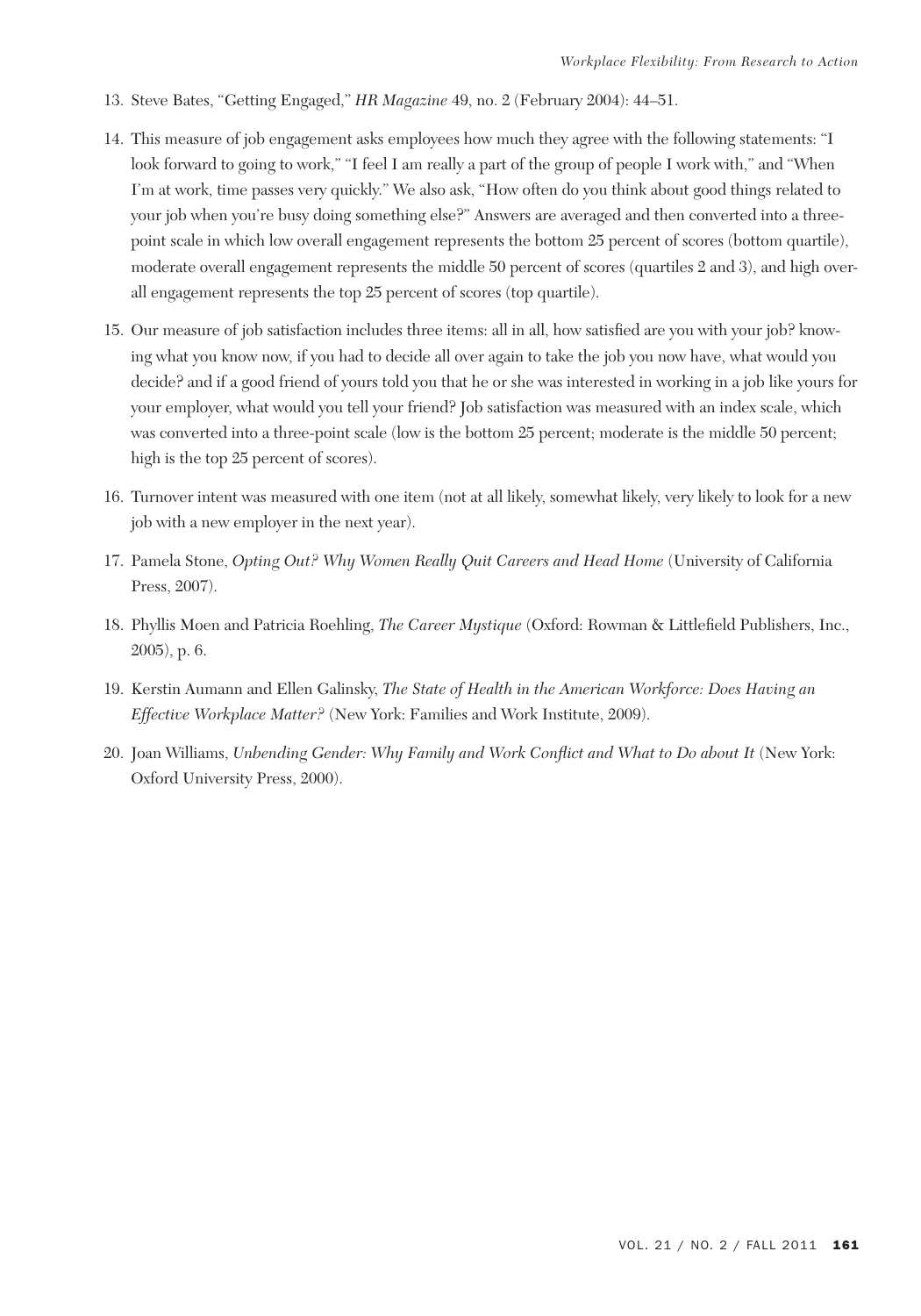13. Steve Bates, "Getting Engaged," *HR Magazine* 49, no. 2 (February 2004): 44–51.

14. This measure of job engagement asks employees how much they agree with the following statements: "I look forward to going to work," "I feel I am really a part of the group of people I work with," and "When I'm at work, time passes very quickly." We also ask, "How often do you think about good things related to your job when you're busy doing something else?" Answers are averaged and then converted into a three-point scale in which low overall engagement represents the bottom 25 percent of scores (bottom quartile), moderate overall engagement represents the middle 50 percent of scores (quartiles 2 and 3), and high overall engagement represents the top 25 percent of scores (top quartile).

15. Our measure of job satisfaction includes three items: all in all, how satisfied are you with your job? knowing what you know now, if you had to decide all over again to take the job you now have, what would you decide? and if a good friend of yours told you that he or she was interested in working in a job like yours for your employer, what would you tell your friend? Job satisfaction was measured with an index scale, which was converted into a three-point scale (low is the bottom 25 percent; moderate is the middle 50 percent; high is the top 25 percent of scores).

16. Turnover intent was measured with one item (not at all likely, somewhat likely, very likely to look for a new job with a new employer in the next year).

17. Pamela Stone, *Opting Out? Why Women Really Quit Careers and Head Home* (University of California Press, 2007).

18. Phyllis Moen and Patricia Roehling, *The Career Mystique* (Oxford: Rowman & Littlefield Publishers, Inc., 2005), p. 6.

19. Kerstin Aumann and Ellen Galinsky, *The State of Health in the American Workforce: Does Having an Effective Workplace Matter?* (New York: Families and Work Institute, 2009).

20. Joan Williams, *Unbending Gender: Why Family and Work Conflict and What to Do about It* (New York: Oxford University Press, 2000).